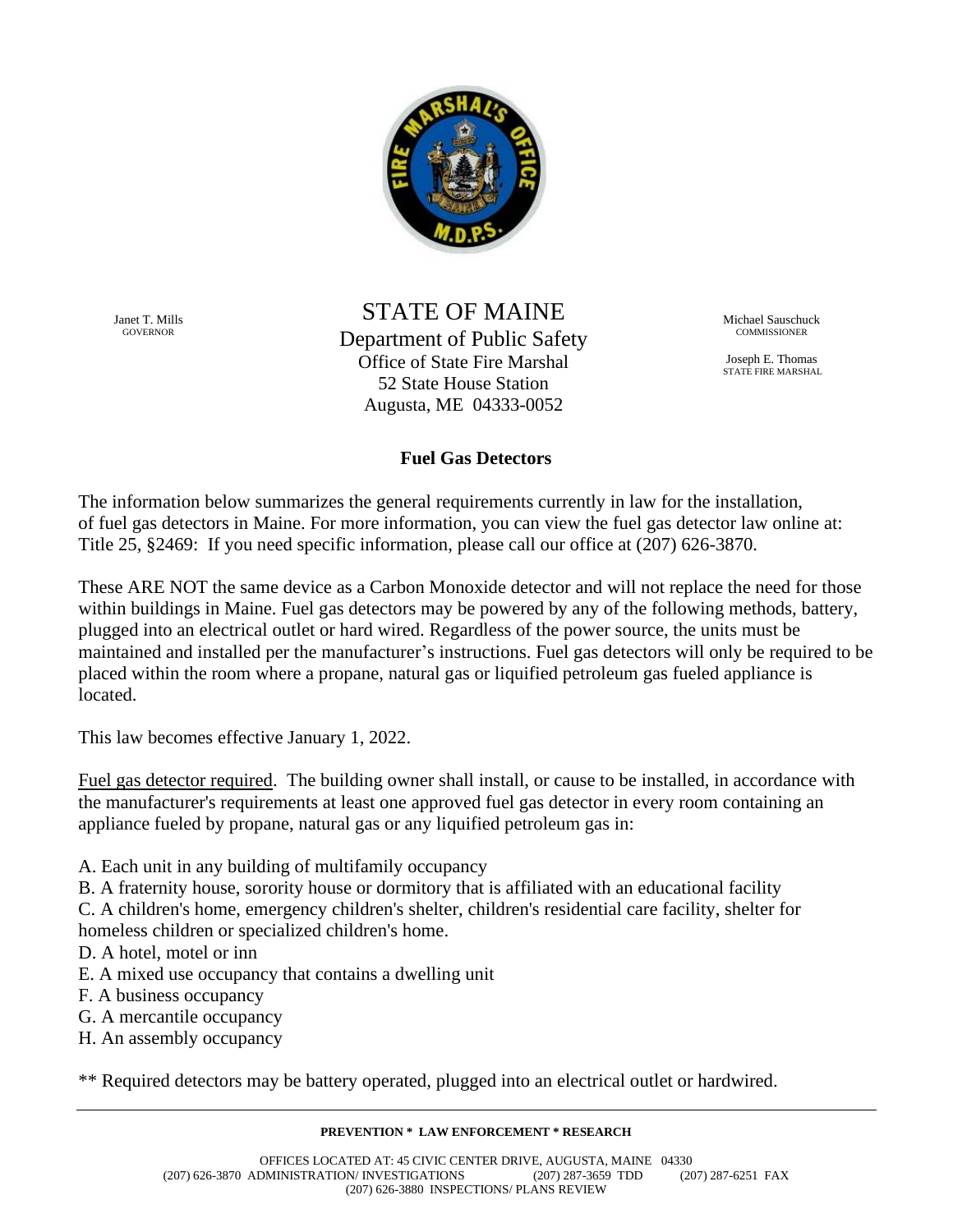Janet T. Mills
GOVERNOR

# STATE OF MAINE

Department of Public Safety
Office of State Fire Marshal
52 State House Station
Augusta, ME 04333-0052

Michael Sauschuck
COMMISSIONER

Joseph E. Thomas
STATE FIRE MARSHAL

## Fuel Gas Detectors

The information below summarizes the general requirements currently in law for the installation, of fuel gas detectors in Maine. For more information, you can view the fuel gas detector law online at: Title 25, §2469: If you need specific information, please call our office at (207) 626-3870.

These ARE NOT the same device as a Carbon Monoxide detector and will not replace the need for those within buildings in Maine. Fuel gas detectors may be powered by any of the following methods, battery, plugged into an electrical outlet or hard wired. Regardless of the power source, the units must be maintained and installed per the manufacturer's instructions. Fuel gas detectors will only be required to be placed within the room where a propane, natural gas or liquified petroleum gas fueled appliance is located.

This law becomes effective January 1, 2022.

<u>Fuel gas detector required</u>. The building owner shall install, or cause to be installed, in accordance with the manufacturer's requirements at least one approved fuel gas detector in every room containing an appliance fueled by propane, natural gas or any liquified petroleum gas in:

A. Each unit in any building of multifamily occupancy
B. A fraternity house, sorority house or dormitory that is affiliated with an educational facility
C. A children's home, emergency children's shelter, children's residential care facility, shelter for homeless children or specialized children's home.
D. A hotel, motel or inn
E. A mixed use occupancy that contains a dwelling unit
F. A business occupancy
G. A mercantile occupancy
H. An assembly occupancy

** Required detectors may be battery operated, plugged into an electrical outlet or hardwired.

**PREVENTION * LAW ENFORCEMENT * RESEARCH**

OFFICES LOCATED AT: 45 CIVIC CENTER DRIVE, AUGUSTA, MAINE 04330
(207) 626-3870 ADMINISTRATION/ INVESTIGATIONS (207) 287-3659 TDD (207) 287-6251 FAX
(207) 626-3880 INSPECTIONS/ PLANS REVIEW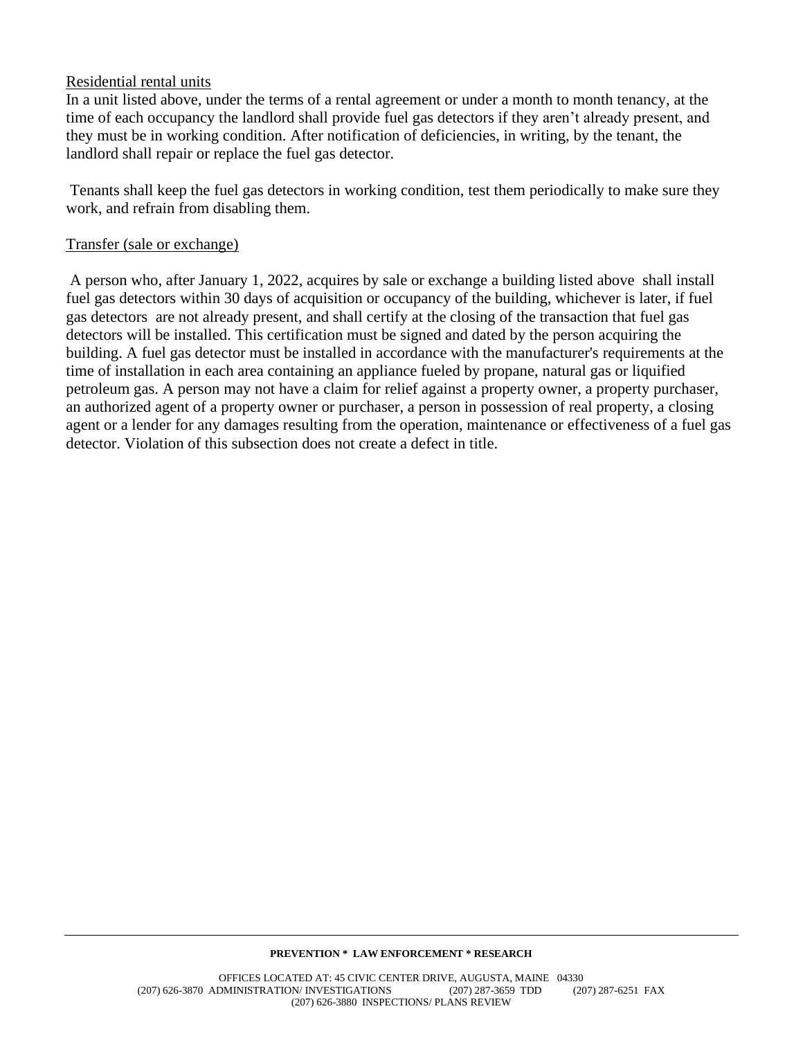### Residential rental units

In a unit listed above, under the terms of a rental agreement or under a month to month tenancy, at the time of each occupancy the landlord shall provide fuel gas detectors if they aren't already present, and they must be in working condition. After notification of deficiencies, in writing, by the tenant, the landlord shall repair or replace the fuel gas detector.

Tenants shall keep the fuel gas detectors in working condition, test them periodically to make sure they work, and refrain from disabling them.

### Transfer (sale or exchange)

A person who, after January 1, 2022, acquires by sale or exchange a building listed above shall install fuel gas detectors within 30 days of acquisition or occupancy of the building, whichever is later, if fuel gas detectors are not already present, and shall certify at the closing of the transaction that fuel gas detectors will be installed. This certification must be signed and dated by the person acquiring the building. A fuel gas detector must be installed in accordance with the manufacturer's requirements at the time of installation in each area containing an appliance fueled by propane, natural gas or liquified petroleum gas. A person may not have a claim for relief against a property owner, a property purchaser, an authorized agent of a property owner or purchaser, a person in possession of real property, a closing agent or a lender for any damages resulting from the operation, maintenance or effectiveness of a fuel gas detector. Violation of this subsection does not create a defect in title.